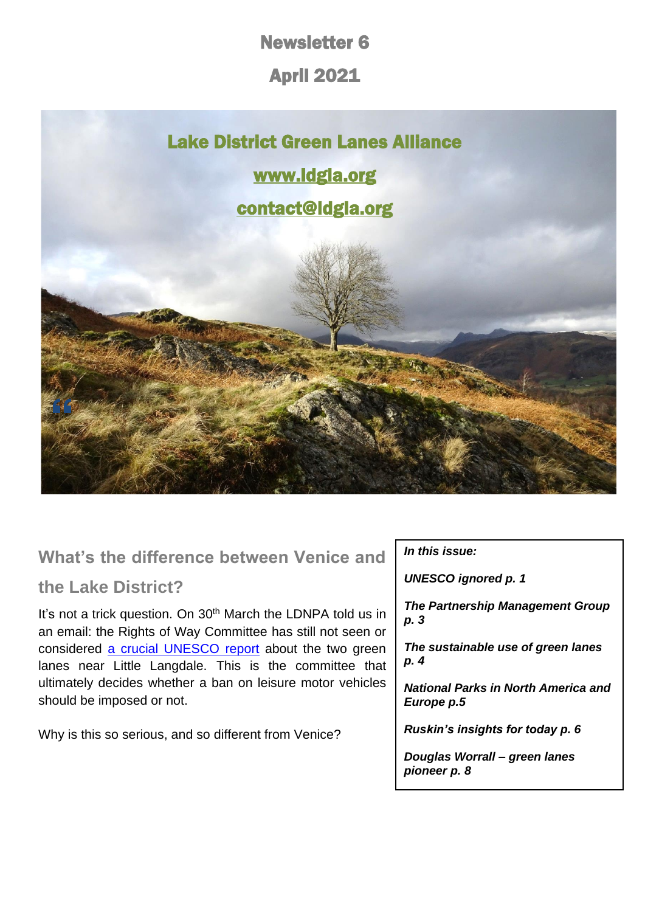# Newsletter 6

# April 2021

## Lake District Green Lanes Alliance

[www.ldgla.org](http://www.ldgla.org)

[contact@ldgla.org](mailto:contact@ldgla.org)

> *In this issue:*
>
> ***UNESCO ignored p. 1***
>
> ***The Partnership Management Group p. 3***
>
> ***The sustainable use of green lanes p. 4***
>
> ***National Parks in North America and Europe p.5***
>
> ***Ruskin's insights for today p. 6***
>
> ***Douglas Worrall – green lanes pioneer p. 8***

## What's the difference between Venice and the Lake District?

It's not a trick question. On 30th March the LDNPA told us in an email: the Rights of Way Committee has still not seen or considered [a crucial UNESCO report](#) about the two green lanes near Little Langdale. This is the committee that ultimately decides whether a ban on leisure motor vehicles should be imposed or not.

Why is this so serious, and so different from Venice?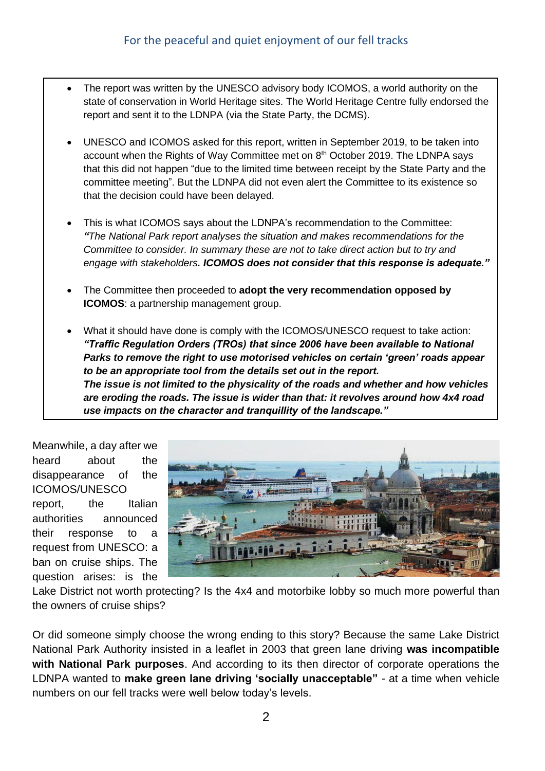- The report was written by the UNESCO advisory body ICOMOS, a world authority on the state of conservation in World Heritage sites. The World Heritage Centre fully endorsed the report and sent it to the LDNPA (via the State Party, the DCMS).

- UNESCO and ICOMOS asked for this report, written in September 2019, to be taken into account when the Rights of Way Committee met on 8th October 2019. The LDNPA says that this did not happen "due to the limited time between receipt by the State Party and the committee meeting". But the LDNPA did not even alert the Committee to its existence so that the decision could have been delayed.

- This is what ICOMOS says about the LDNPA's recommendation to the Committee: ***"****The National Park report analyses the situation and makes recommendations for the Committee to consider. In summary these are not to take direct action but to try and engage with stakeholders****. ICOMOS does not consider that this response is adequate."***

- The Committee then proceeded to **adopt the very recommendation opposed by ICOMOS**: a partnership management group.

- What it should have done is comply with the ICOMOS/UNESCO request to take action: ***"Traffic Regulation Orders (TROs) that since 2006 have been available to National Parks to remove the right to use motorised vehicles on certain 'green' roads appear to be an appropriate tool from the details set out in the report.***
  ***The issue is not limited to the physicality of the roads and whether and how vehicles are eroding the roads. The issue is wider than that: it revolves around how 4x4 road use impacts on the character and tranquillity of the landscape."***

Meanwhile, a day after we heard about the disappearance of the ICOMOS/UNESCO report, the Italian authorities announced their response to a request from UNESCO: a ban on cruise ships. The question arises: is the Lake District not worth protecting? Is the 4x4 and motorbike lobby so much more powerful than the owners of cruise ships?

Or did someone simply choose the wrong ending to this story? Because the same Lake District National Park Authority insisted in a leaflet in 2003 that green lane driving **was incompatible with National Park purposes**. And according to its then director of corporate operations the LDNPA wanted to **make green lane driving 'socially unacceptable"** - at a time when vehicle numbers on our fell tracks were well below today's levels.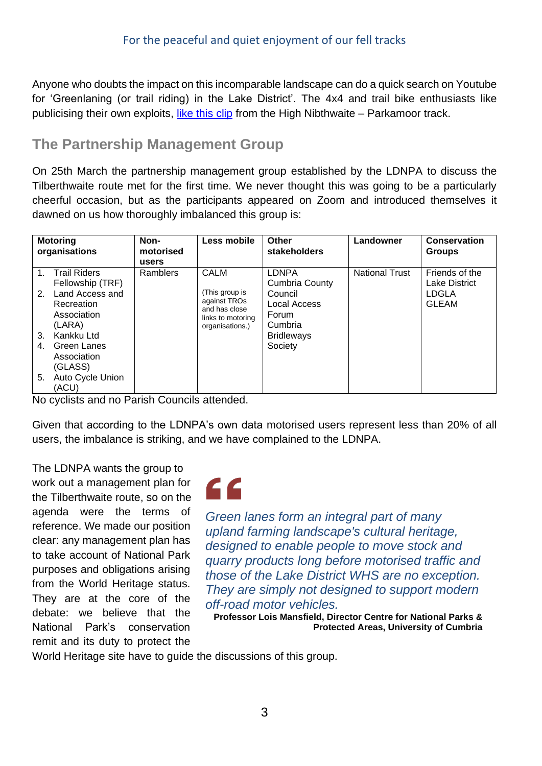Anyone who doubts the impact on this incomparable landscape can do a quick search on Youtube for 'Greenlaning (or trail riding) in the Lake District'. The 4x4 and trail bike enthusiasts like publicising their own exploits, [like this clip]() from the High Nibthwaite – Parkamoor track.

## The Partnership Management Group

On 25th March the partnership management group established by the LDNPA to discuss the Tilberthwaite route met for the first time. We never thought this was going to be a particularly cheerful occasion, but as the participants appeared on Zoom and introduced themselves it dawned on us how thoroughly imbalanced this group is:

| Motoring organisations | Non-motorised users | Less mobile | Other stakeholders | Landowner | Conservation Groups |
|---|---|---|---|---|---|
| 1. Trail Riders Fellowship (TRF)<br>2. Land Access and Recreation Association (LARA)<br>3. Kankku Ltd<br>4. Green Lanes Association (GLASS)<br>5. Auto Cycle Union (ACU) | Ramblers | CALM<br><br>(This group is against TROs and has close links to motoring organisations.) | LDNPA<br>Cumbria County Council<br>Local Access Forum<br>Cumbria Bridleways Society | National Trust | Friends of the Lake District<br>LDGLA<br>GLEAM |

No cyclists and no Parish Councils attended.

Given that according to the LDNPA's own data motorised users represent less than 20% of all users, the imbalance is striking, and we have complained to the LDNPA.

The LDNPA wants the group to work out a management plan for the Tilberthwaite route, so on the agenda were the terms of reference. We made our position clear: any management plan has to take account of National Park purposes and obligations arising from the World Heritage status. They are at the core of the debate: we believe that the National Park's conservation remit and its duty to protect the World Heritage site have to guide the discussions of this group.

> *Green lanes form an integral part of many upland farming landscape's cultural heritage, designed to enable people to move stock and quarry products long before motorised traffic and those of the Lake District WHS are no exception. They are simply not designed to support modern off-road motor vehicles.*
>
> **Professor Lois Mansfield, Director Centre for National Parks & Protected Areas, University of Cumbria**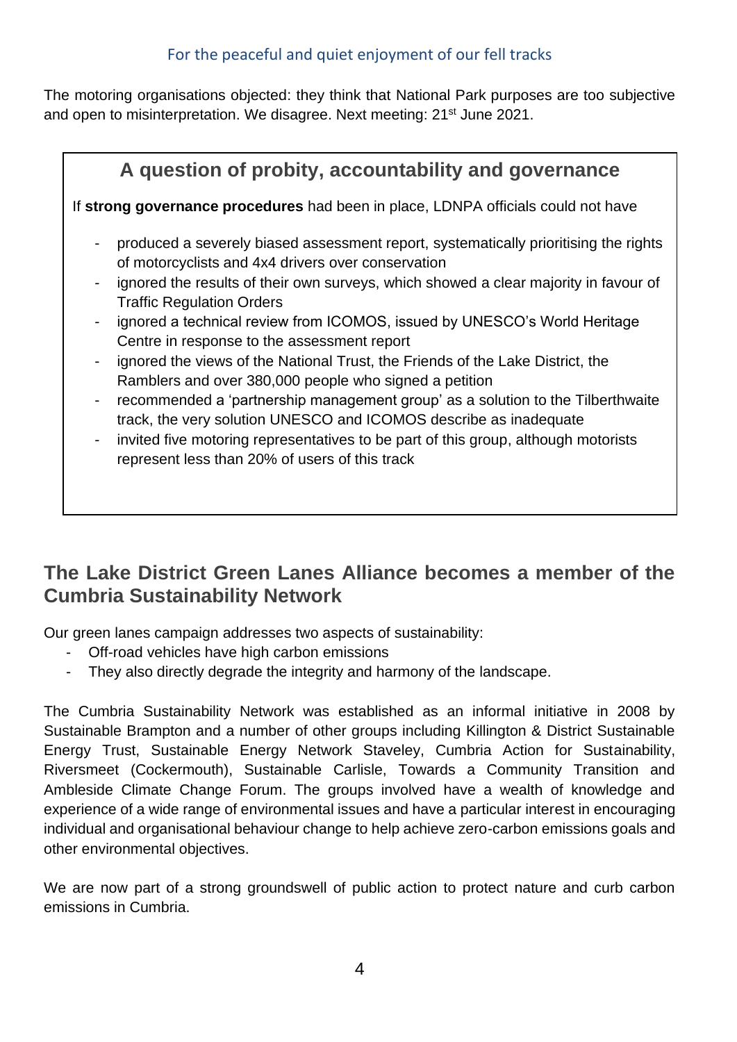The motoring organisations objected: they think that National Park purposes are too subjective and open to misinterpretation. We disagree. Next meeting: 21st June 2021.

## A question of probity, accountability and governance

If **strong governance procedures** had been in place, LDNPA officials could not have

- produced a severely biased assessment report, systematically prioritising the rights of motorcyclists and 4x4 drivers over conservation
- ignored the results of their own surveys, which showed a clear majority in favour of Traffic Regulation Orders
- ignored a technical review from ICOMOS, issued by UNESCO's World Heritage Centre in response to the assessment report
- ignored the views of the National Trust, the Friends of the Lake District, the Ramblers and over 380,000 people who signed a petition
- recommended a 'partnership management group' as a solution to the Tilberthwaite track, the very solution UNESCO and ICOMOS describe as inadequate
- invited five motoring representatives to be part of this group, although motorists represent less than 20% of users of this track

## The Lake District Green Lanes Alliance becomes a member of the Cumbria Sustainability Network

Our green lanes campaign addresses two aspects of sustainability:

- Off-road vehicles have high carbon emissions
- They also directly degrade the integrity and harmony of the landscape.

The Cumbria Sustainability Network was established as an informal initiative in 2008 by Sustainable Brampton and a number of other groups including Killington & District Sustainable Energy Trust, Sustainable Energy Network Staveley, Cumbria Action for Sustainability, Riversmeet (Cockermouth), Sustainable Carlisle, Towards a Community Transition and Ambleside Climate Change Forum. The groups involved have a wealth of knowledge and experience of a wide range of environmental issues and have a particular interest in encouraging individual and organisational behaviour change to help achieve zero-carbon emissions goals and other environmental objectives.

We are now part of a strong groundswell of public action to protect nature and curb carbon emissions in Cumbria.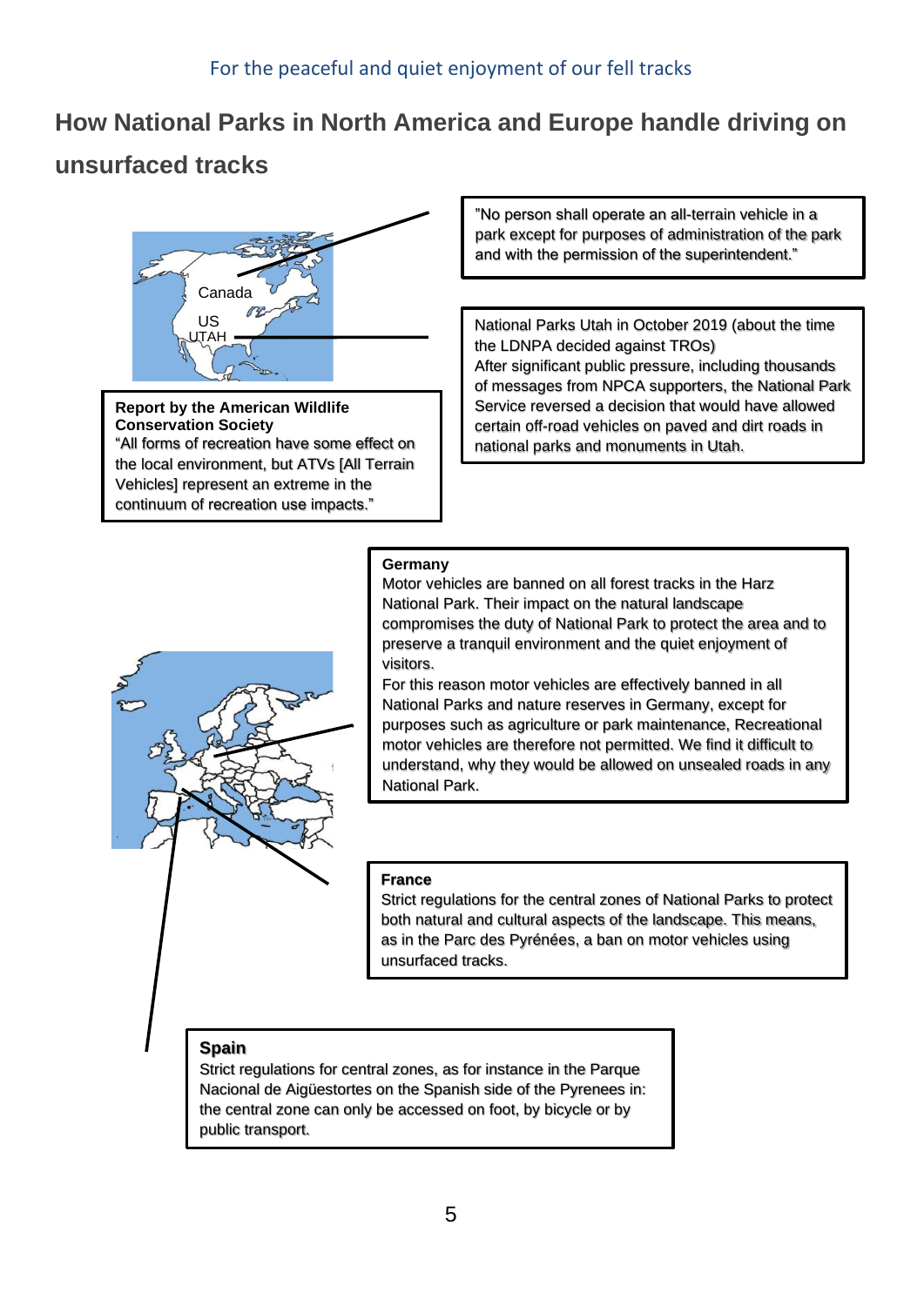For the peaceful and quiet enjoyment of our fell tracks

## How National Parks in North America and Europe handle driving on unsurfaced tracks

Canada

US

UTAH

"No person shall operate an all-terrain vehicle in a park except for purposes of administration of the park and with the permission of the superintendent."

National Parks Utah in October 2019 (about the time the LDNPA decided against TROs)
After significant public pressure, including thousands of messages from NPCA supporters, the National Park Service reversed a decision that would have allowed certain off-road vehicles on paved and dirt roads in national parks and monuments in Utah.

**Report by the American Wildlife Conservation Society**
"All forms of recreation have some effect on the local environment, but ATVs [All Terrain Vehicles] represent an extreme in the continuum of recreation use impacts."

**Germany**
Motor vehicles are banned on all forest tracks in the Harz National Park. Their impact on the natural landscape compromises the duty of National Park to protect the area and to preserve a tranquil environment and the quiet enjoyment of visitors.
For this reason motor vehicles are effectively banned in all National Parks and nature reserves in Germany, except for purposes such as agriculture or park maintenance, Recreational motor vehicles are therefore not permitted. We find it difficult to understand, why they would be allowed on unsealed roads in any National Park.

**France**
Strict regulations for the central zones of National Parks to protect both natural and cultural aspects of the landscape. This means, as in the Parc des Pyrénées, a ban on motor vehicles using unsurfaced tracks.

**Spain**
Strict regulations for central zones, as for instance in the Parque Nacional de Aigüestortes on the Spanish side of the Pyrenees in: the central zone can only be accessed on foot, by bicycle or by public transport.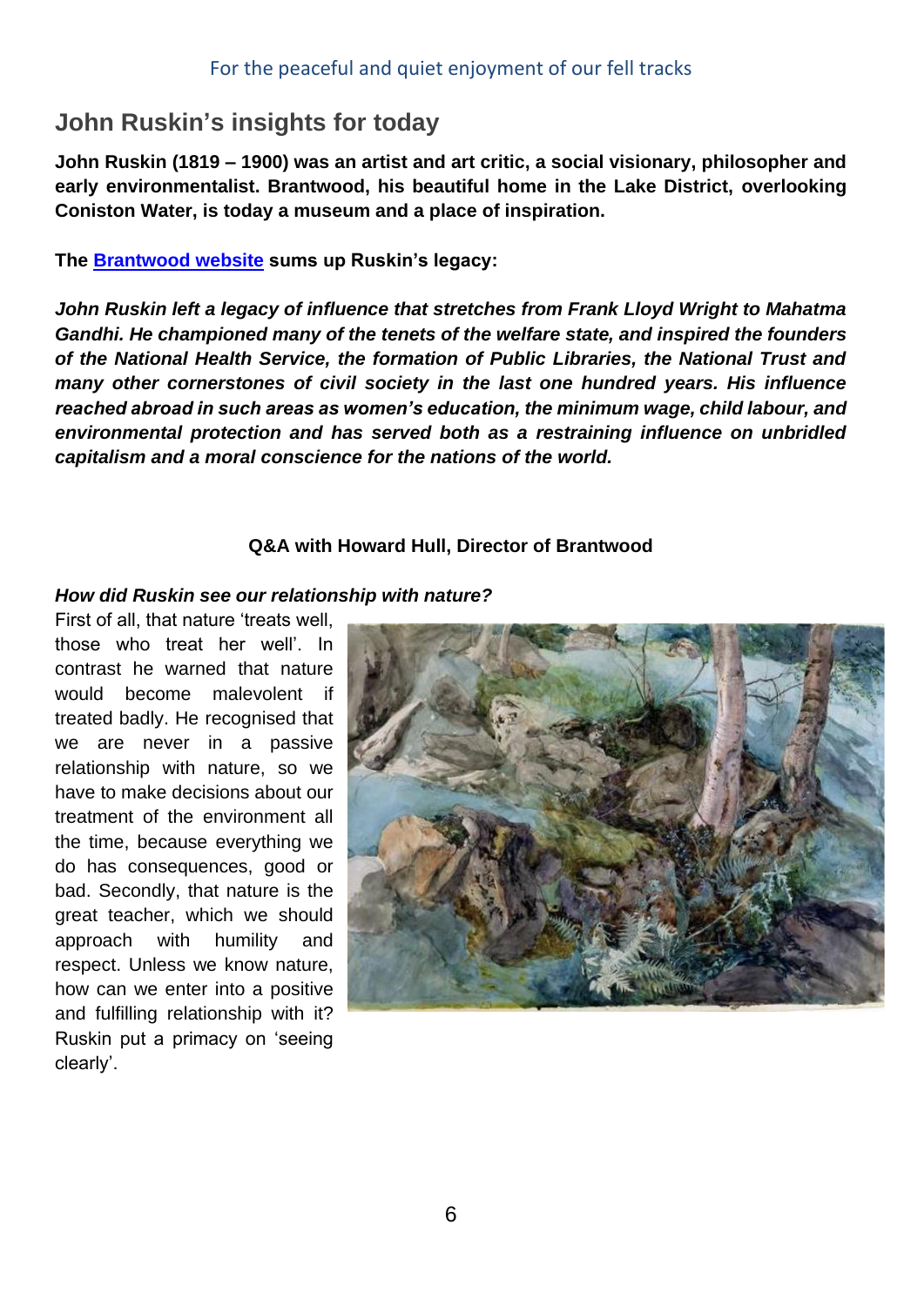## John Ruskin's insights for today

**John Ruskin (1819 – 1900) was an artist and art critic, a social visionary, philosopher and early environmentalist. Brantwood, his beautiful home in the Lake District, overlooking Coniston Water, is today a museum and a place of inspiration.**

**The [Brantwood website] sums up Ruskin's legacy:**

***John Ruskin left a legacy of influence that stretches from Frank Lloyd Wright to Mahatma Gandhi. He championed many of the tenets of the welfare state, and inspired the founders of the National Health Service, the formation of Public Libraries, the National Trust and many other cornerstones of civil society in the last one hundred years. His influence reached abroad in such areas as women's education, the minimum wage, child labour, and environmental protection and has served both as a restraining influence on unbridled capitalism and a moral conscience for the nations of the world.***

**Q&A with Howard Hull, Director of Brantwood**

***How did Ruskin see our relationship with nature?***

First of all, that nature 'treats well, those who treat her well'. In contrast he warned that nature would become malevolent if treated badly. He recognised that we are never in a passive relationship with nature, so we have to make decisions about our treatment of the environment all the time, because everything we do has consequences, good or bad. Secondly, that nature is the great teacher, which we should approach with humility and respect. Unless we know nature, how can we enter into a positive and fulfilling relationship with it? Ruskin put a primacy on 'seeing clearly'.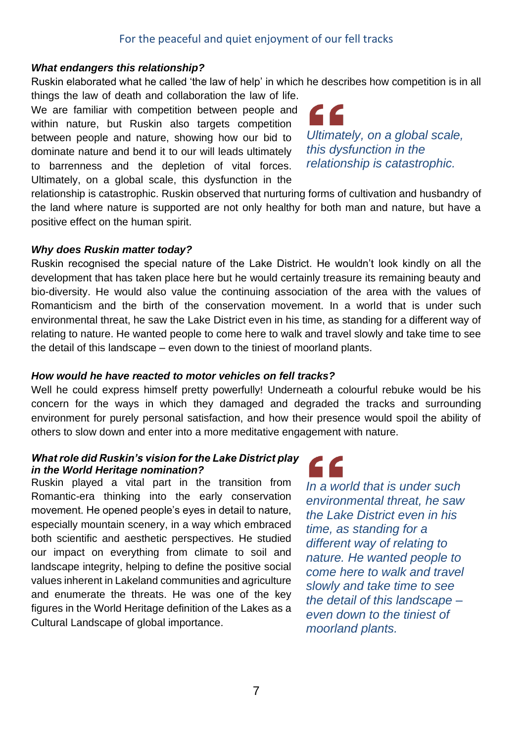### *What endangers this relationship?*

Ruskin elaborated what he called 'the law of help' in which he describes how competition is in all things the law of death and collaboration the law of life. We are familiar with competition between people and within nature, but Ruskin also targets competition between people and nature, showing how our bid to dominate nature and bend it to our will leads ultimately to barrenness and the depletion of vital forces. Ultimately, on a global scale, this dysfunction in the relationship is catastrophic. Ruskin observed that nurturing forms of cultivation and husbandry of the land where nature is supported are not only healthy for both man and nature, but have a positive effect on the human spirit.

> *Ultimately, on a global scale, this dysfunction in the relationship is catastrophic.*

### *Why does Ruskin matter today?*

Ruskin recognised the special nature of the Lake District. He wouldn't look kindly on all the development that has taken place here but he would certainly treasure its remaining beauty and bio-diversity. He would also value the continuing association of the area with the values of Romanticism and the birth of the conservation movement. In a world that is under such environmental threat, he saw the Lake District even in his time, as standing for a different way of relating to nature. He wanted people to come here to walk and travel slowly and take time to see the detail of this landscape – even down to the tiniest of moorland plants.

### *How would he have reacted to motor vehicles on fell tracks?*

Well he could express himself pretty powerfully! Underneath a colourful rebuke would be his concern for the ways in which they damaged and degraded the tracks and surrounding environment for purely personal satisfaction, and how their presence would spoil the ability of others to slow down and enter into a more meditative engagement with nature.

### *What role did Ruskin's vision for the Lake District play in the World Heritage nomination?*

Ruskin played a vital part in the transition from Romantic-era thinking into the early conservation movement. He opened people's eyes in detail to nature, especially mountain scenery, in a way which embraced both scientific and aesthetic perspectives. He studied our impact on everything from climate to soil and landscape integrity, helping to define the positive social values inherent in Lakeland communities and agriculture and enumerate the threats. He was one of the key figures in the World Heritage definition of the Lakes as a Cultural Landscape of global importance.

> *In a world that is under such environmental threat, he saw the Lake District even in his time, as standing for a different way of relating to nature. He wanted people to come here to walk and travel slowly and take time to see the detail of this landscape – even down to the tiniest of moorland plants.*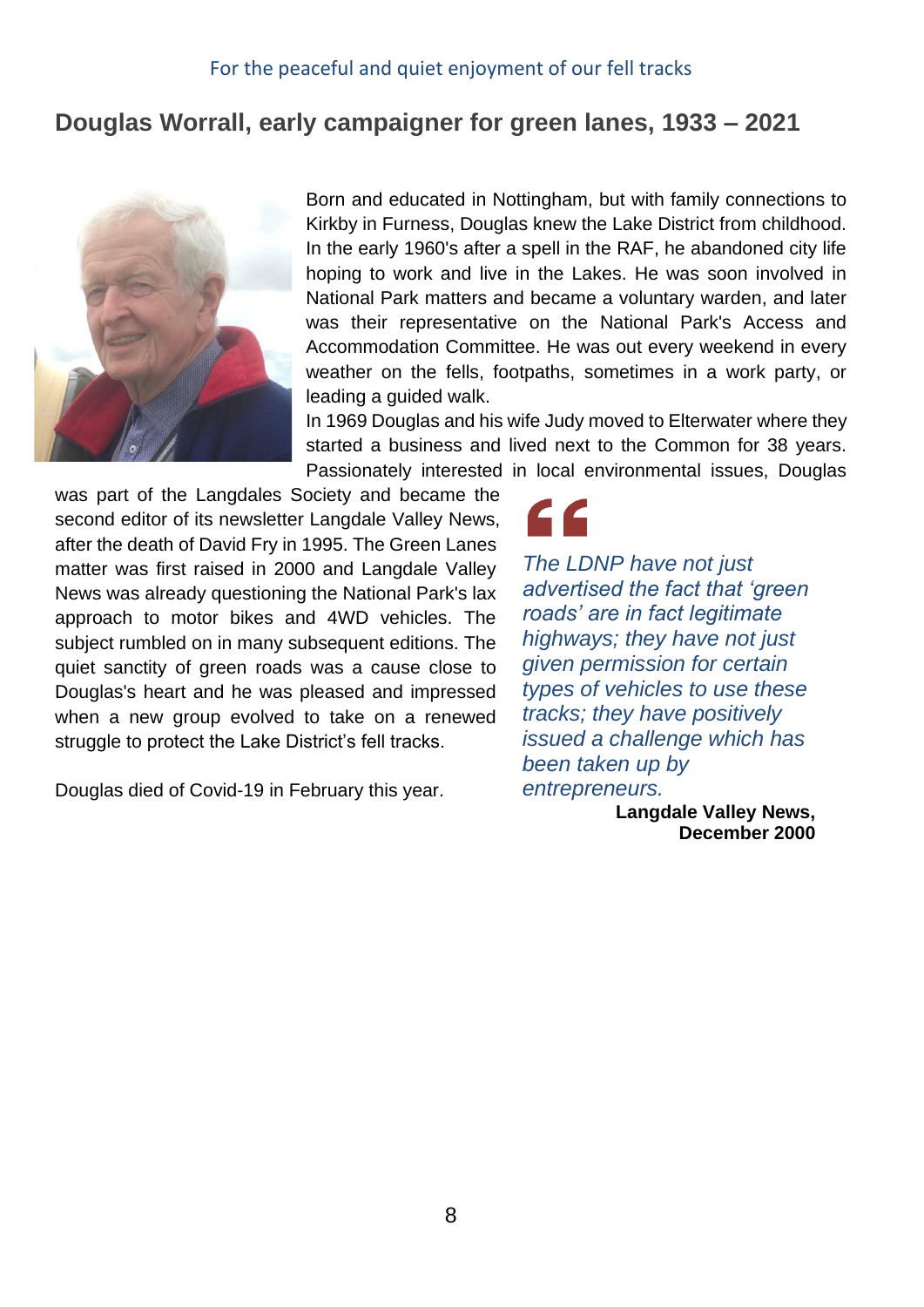## Douglas Worrall, early campaigner for green lanes, 1933 – 2021

Born and educated in Nottingham, but with family connections to Kirkby in Furness, Douglas knew the Lake District from childhood. In the early 1960's after a spell in the RAF, he abandoned city life hoping to work and live in the Lakes. He was soon involved in National Park matters and became a voluntary warden, and later was their representative on the National Park's Access and Accommodation Committee. He was out every weekend in every weather on the fells, footpaths, sometimes in a work party, or leading a guided walk.

In 1969 Douglas and his wife Judy moved to Elterwater where they started a business and lived next to the Common for 38 years. Passionately interested in local environmental issues, Douglas was part of the Langdales Society and became the second editor of its newsletter Langdale Valley News, after the death of David Fry in 1995. The Green Lanes matter was first raised in 2000 and Langdale Valley News was already questioning the National Park's lax approach to motor bikes and 4WD vehicles. The subject rumbled on in many subsequent editions. The quiet sanctity of green roads was a cause close to Douglas's heart and he was pleased and impressed when a new group evolved to take on a renewed struggle to protect the Lake District's fell tracks.

Douglas died of Covid-19 in February this year.

> *The LDNP have not just advertised the fact that 'green roads' are in fact legitimate highways; they have not just given permission for certain types of vehicles to use these tracks; they have positively issued a challenge which has been taken up by entrepreneurs.*
>
> **Langdale Valley News, December 2000**